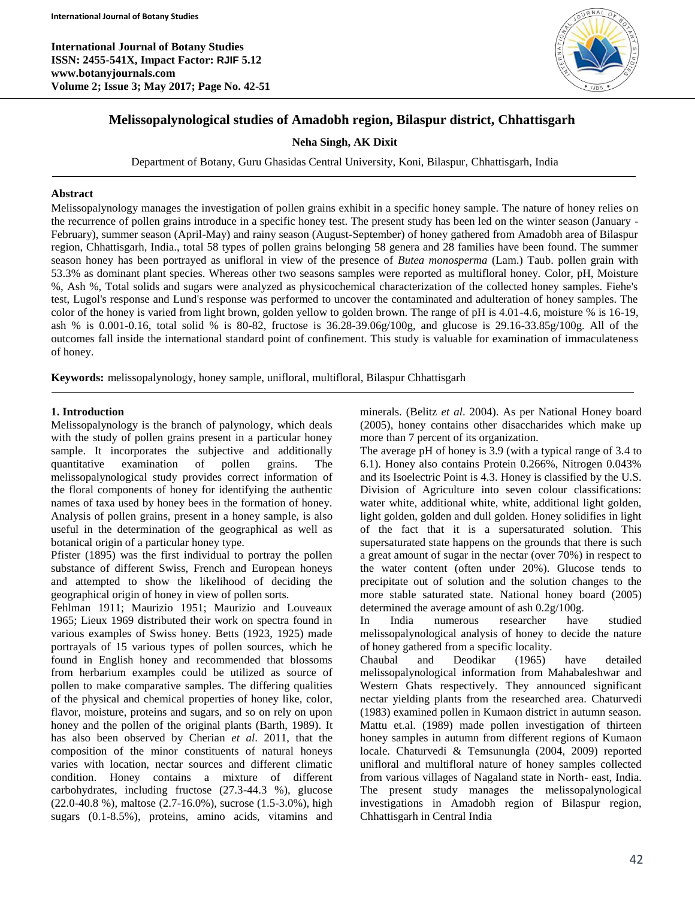# Melissopalynological studies of Amadobh region, Bilaspur district, Chhattisgarh

**Neha Singh, AK Dixit**

Department of Botany, Guru Ghasidas Central University, Koni, Bilaspur, Chhattisgarh, India

## Abstract

Melissopalynology manages the investigation of pollen grains exhibit in a specific honey sample. The nature of honey relies on the recurrence of pollen grains introduce in a specific honey test. The present study has been led on the winter season (January - February), summer season (April-May) and rainy season (August-September) of honey gathered from Amadobh area of Bilaspur region, Chhattisgarh, India., total 58 types of pollen grains belonging 58 genera and 28 families have been found. The summer season honey has been portrayed as unifloral in view of the presence of *Butea monosperma* (Lam.) Taub. pollen grain with 53.3% as dominant plant species. Whereas other two seasons samples were reported as multifloral honey. Color, pH, Moisture %, Ash %, Total solids and sugars were analyzed as physicochemical characterization of the collected honey samples. Fiehe's test, Lugol's response and Lund's response was performed to uncover the contaminated and adulteration of honey samples. The color of the honey is varied from light brown, golden yellow to golden brown. The range of pH is 4.01-4.6, moisture % is 16-19, ash % is 0.001-0.16, total solid % is 80-82, fructose is 36.28-39.06g/100g, and glucose is 29.16-33.85g/100g. All of the outcomes fall inside the international standard point of confinement. This study is valuable for examination of immaculateness of honey.

**Keywords:** melissopalynology, honey sample, unifloral, multifloral, Bilaspur Chhattisgarh

## 1. Introduction

Melissopalynology is the branch of palynology, which deals with the study of pollen grains present in a particular honey sample. It incorporates the subjective and additionally quantitative examination of pollen grains. The melissopalynological study provides correct information of the floral components of honey for identifying the authentic names of taxa used by honey bees in the formation of honey. Analysis of pollen grains, present in a honey sample, is also useful in the determination of the geographical as well as botanical origin of a particular honey type.

Pfister (1895) was the first individual to portray the pollen substance of different Swiss, French and European honeys and attempted to show the likelihood of deciding the geographical origin of honey in view of pollen sorts.

Fehlman 1911; Maurizio 1951; Maurizio and Louveaux 1965; Lieux 1969 distributed their work on spectra found in various examples of Swiss honey. Betts (1923, 1925) made portrayals of 15 various types of pollen sources, which he found in English honey and recommended that blossoms from herbarium examples could be utilized as source of pollen to make comparative samples. The differing qualities of the physical and chemical properties of honey like, color, flavor, moisture, proteins and sugars, and so on rely on upon honey and the pollen of the original plants (Barth, 1989). It has also been observed by Cherian *et al*. 2011, that the composition of the minor constituents of natural honeys varies with location, nectar sources and different climatic condition. Honey contains a mixture of different carbohydrates, including fructose (27.3-44.3 %), glucose (22.0-40.8 %), maltose (2.7-16.0%), sucrose (1.5-3.0%), high sugars (0.1-8.5%), proteins, amino acids, vitamins and minerals. (Belitz *et al*. 2004). As per National Honey board (2005), honey contains other disaccharides which make up more than 7 percent of its organization.

The average pH of honey is 3.9 (with a typical range of 3.4 to 6.1). Honey also contains Protein 0.266%, Nitrogen 0.043% and its Isoelectric Point is 4.3. Honey is classified by the U.S. Division of Agriculture into seven colour classifications: water white, additional white, white, additional light golden, light golden, golden and dull golden. Honey solidifies in light of the fact that it is a supersaturated solution. This supersaturated state happens on the grounds that there is such a great amount of sugar in the nectar (over 70%) in respect to the water content (often under 20%). Glucose tends to precipitate out of solution and the solution changes to the more stable saturated state. National honey board (2005) determined the average amount of ash 0.2g/100g.

In India numerous researcher have studied melissopalynological analysis of honey to decide the nature of honey gathered from a specific locality.

Chaubal and Deodikar (1965) have detailed melissopalynological information from Mahabaleshwar and Western Ghats respectively. They announced significant nectar yielding plants from the researched area. Chaturvedi (1983) examined pollen in Kumaon district in autumn season. Mattu et.al. (1989) made pollen investigation of thirteen honey samples in autumn from different regions of Kumaon locale. Chaturvedi & Temsunungla (2004, 2009) reported unifloral and multifloral nature of honey samples collected from various villages of Nagaland state in North- east, India. The present study manages the melissopalynological investigations in Amadobh region of Bilaspur region, Chhattisgarh in Central India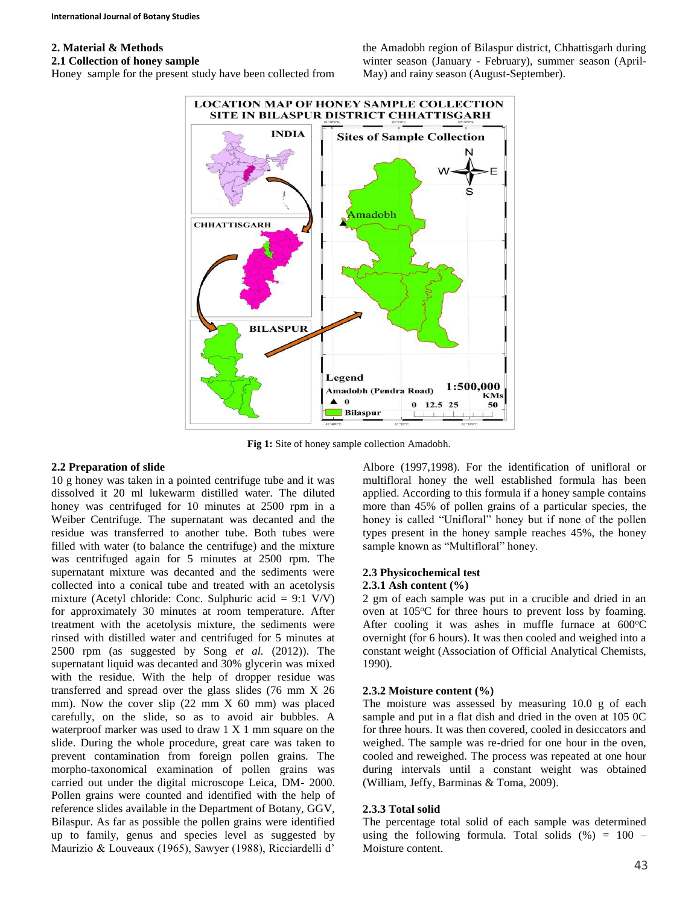## 2. Material & Methods

### 2.1 Collection of honey sample

Honey sample for the present study have been collected from the Amadobh region of Bilaspur district, Chhattisgarh during winter season (January - February), summer season (April-May) and rainy season (August-September).

**Fig 1:** Site of honey sample collection Amadobh.

### 2.2 Preparation of slide

10 g honey was taken in a pointed centrifuge tube and it was dissolved it 20 ml lukewarm distilled water. The diluted honey was centrifuged for 10 minutes at 2500 rpm in a Weiber Centrifuge. The supernatant was decanted and the residue was transferred to another tube. Both tubes were filled with water (to balance the centrifuge) and the mixture was centrifuged again for 5 minutes at 2500 rpm. The supernatant mixture was decanted and the sediments were collected into a conical tube and treated with an acetolysis mixture (Acetyl chloride: Conc. Sulphuric acid = 9:1 V/V) for approximately 30 minutes at room temperature. After treatment with the acetolysis mixture, the sediments were rinsed with distilled water and centrifuged for 5 minutes at 2500 rpm (as suggested by Song *et al.* (2012)). The supernatant liquid was decanted and 30% glycerin was mixed with the residue. With the help of dropper residue was transferred and spread over the glass slides (76 mm X 26 mm). Now the cover slip (22 mm X 60 mm) was placed carefully, on the slide, so as to avoid air bubbles. A waterproof marker was used to draw 1 X 1 mm square on the slide. During the whole procedure, great care was taken to prevent contamination from foreign pollen grains. The morpho-taxonomical examination of pollen grains was carried out under the digital microscope Leica, DM- 2000. Pollen grains were counted and identified with the help of reference slides available in the Department of Botany, GGV, Bilaspur. As far as possible the pollen grains were identified up to family, genus and species level as suggested by Maurizio & Louveaux (1965), Sawyer (1988), Ricciardelli d' Albore (1997,1998). For the identification of unifloral or multifloral honey the well established formula has been applied. According to this formula if a honey sample contains more than 45% of pollen grains of a particular species, the honey is called "Unifloral" honey but if none of the pollen types present in the honey sample reaches 45%, the honey sample known as "Multifloral" honey.

### 2.3 Physicochemical test

#### 2.3.1 Ash content (%)

2 gm of each sample was put in a crucible and dried in an oven at 105°C for three hours to prevent loss by foaming. After cooling it was ashes in muffle furnace at 600°C overnight (for 6 hours). It was then cooled and weighed into a constant weight (Association of Official Analytical Chemists, 1990).

#### 2.3.2 Moisture content (%)

The moisture was assessed by measuring 10.0 g of each sample and put in a flat dish and dried in the oven at 105 0C for three hours. It was then covered, cooled in desiccators and weighed. The sample was re-dried for one hour in the oven, cooled and reweighed. The process was repeated at one hour during intervals until a constant weight was obtained (William, Jeffy, Barminas & Toma, 2009).

#### 2.3.3 Total solid

The percentage total solid of each sample was determined using the following formula. Total solids (%) = 100 – Moisture content.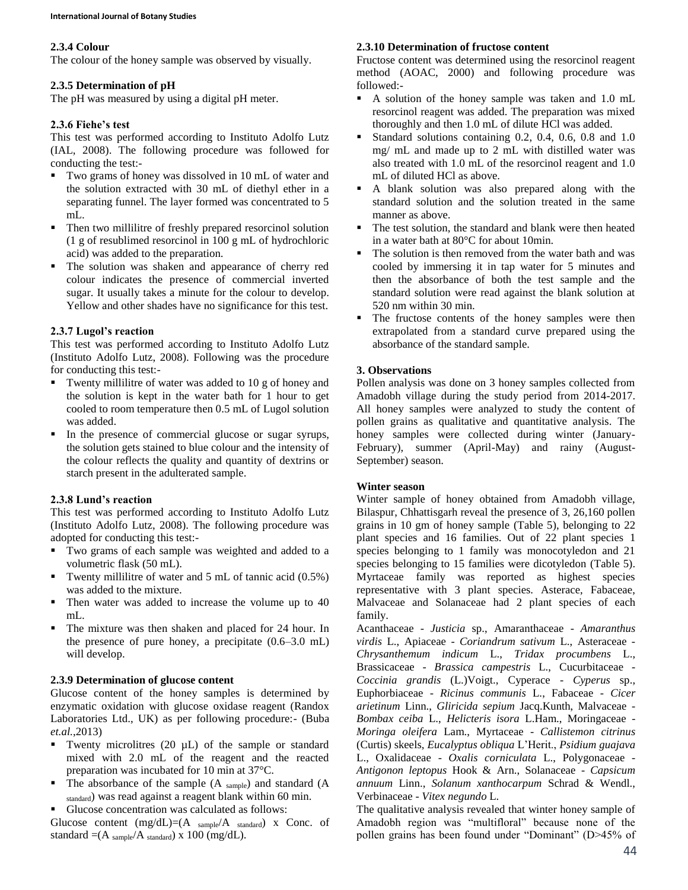#### 2.3.4 Colour

The colour of the honey sample was observed by visually.

#### 2.3.5 Determination of pH

The pH was measured by using a digital pH meter.

#### 2.3.6 Fiehe's test

This test was performed according to Instituto Adolfo Lutz (IAL, 2008). The following procedure was followed for conducting the test:-

- Two grams of honey was dissolved in 10 mL of water and the solution extracted with 30 mL of diethyl ether in a separating funnel. The layer formed was concentrated to 5 mL.
- Then two millilitre of freshly prepared resorcinol solution (1 g of resublimed resorcinol in 100 g mL of hydrochloric acid) was added to the preparation.
- The solution was shaken and appearance of cherry red colour indicates the presence of commercial inverted sugar. It usually takes a minute for the colour to develop. Yellow and other shades have no significance for this test.

#### 2.3.7 Lugol's reaction

This test was performed according to Instituto Adolfo Lutz (Instituto Adolfo Lutz, 2008). Following was the procedure for conducting this test:-

- Twenty millilitre of water was added to 10 g of honey and the solution is kept in the water bath for 1 hour to get cooled to room temperature then 0.5 mL of Lugol solution was added.
- In the presence of commercial glucose or sugar syrups, the solution gets stained to blue colour and the intensity of the colour reflects the quality and quantity of dextrins or starch present in the adulterated sample.

#### 2.3.8 Lund's reaction

This test was performed according to Instituto Adolfo Lutz (Instituto Adolfo Lutz, 2008). The following procedure was adopted for conducting this test:-

- Two grams of each sample was weighted and added to a volumetric flask (50 mL).
- Twenty millilitre of water and 5 mL of tannic acid (0.5%) was added to the mixture.
- Then water was added to increase the volume up to 40 mL.
- The mixture was then shaken and placed for 24 hour. In the presence of pure honey, a precipitate (0.6–3.0 mL) will develop.

#### 2.3.9 Determination of glucose content

Glucose content of the honey samples is determined by enzymatic oxidation with glucose oxidase reagent (Randox Laboratories Ltd., UK) as per following procedure:- (Buba *et.al.*,2013)

- Twenty microlitres (20 µL) of the sample or standard mixed with 2.0 mL of the reagent and the reacted preparation was incubated for 10 min at 37°C.
- The absorbance of the sample ($A_{sample}$) and standard ($A_{standard}$) was read against a reagent blank within 60 min.
- Glucose concentration was calculated as follows:

Glucose content (mg/dL)=($A_{sample}/A_{standard}$) x Conc. of standard =($A_{sample}/A_{standard}$) x 100 (mg/dL).

#### 2.3.10 Determination of fructose content

Fructose content was determined using the resorcinol reagent method (AOAC, 2000) and following procedure was followed:-

- A solution of the honey sample was taken and 1.0 mL resorcinol reagent was added. The preparation was mixed thoroughly and then 1.0 mL of dilute HCl was added.
- Standard solutions containing 0.2, 0.4, 0.6, 0.8 and 1.0 mg/ mL and made up to 2 mL with distilled water was also treated with 1.0 mL of the resorcinol reagent and 1.0 mL of diluted HCl as above.
- A blank solution was also prepared along with the standard solution and the solution treated in the same manner as above.
- The test solution, the standard and blank were then heated in a water bath at 80°C for about 10min.
- The solution is then removed from the water bath and was cooled by immersing it in tap water for 5 minutes and then the absorbance of both the test sample and the standard solution were read against the blank solution at 520 nm within 30 min.
- The fructose contents of the honey samples were then extrapolated from a standard curve prepared using the absorbance of the standard sample.

## 3. Observations

Pollen analysis was done on 3 honey samples collected from Amadobh village during the study period from 2014-2017. All honey samples were analyzed to study the content of pollen grains as qualitative and quantitative analysis. The honey samples were collected during winter (January-February), summer (April-May) and rainy (August-September) season.

#### Winter season

Winter sample of honey obtained from Amadobh village, Bilaspur, Chhattisgarh reveal the presence of 3, 26,160 pollen grains in 10 gm of honey sample (Table 5), belonging to 22 plant species and 16 families. Out of 22 plant species 1 species belonging to 1 family was monocotyledon and 21 species belonging to 15 families were dicotyledon (Table 5). Myrtaceae family was reported as highest species representative with 3 plant species. Asterace, Fabaceae, Malvaceae and Solanaceae had 2 plant species of each family.

Acanthaceae - *Justicia* sp., Amaranthaceae - *Amaranthus virdis* L., Apiaceae - *Coriandrum sativum* L., Asteraceae - *Chrysanthemum indicum* L., *Tridax procumbens* L., Brassicaceae - *Brassica campestris* L., Cucurbitaceae - *Coccinia grandis* (L.)Voigt., Cyperace - *Cyperus* sp., Euphorbiaceae - *Ricinus communis* L., Fabaceae - *Cicer arietinum* Linn., *Gliricida sepium* Jacq.Kunth, Malvaceae - *Bombax ceiba* L., *Helicteris isora* L.Ham., Moringaceae - *Moringa oleifera* Lam., Myrtaceae - *Callistemon citrinus* (Curtis) skeels, *Eucalyptus obliqua* L'Herit., *Psidium guajava* L., Oxalidaceae - *Oxalis corniculata* L., Polygonaceae - *Antigonon leptopus* Hook & Arn., Solanaceae - *Capsicum annuum* Linn., *Solanum xanthocarpum* Schrad & Wendl., Verbinaceae - *Vitex negundo* L.

The qualitative analysis revealed that winter honey sample of Amadobh region was "multifloral" because none of the pollen grains has been found under "Dominant" (D>45% of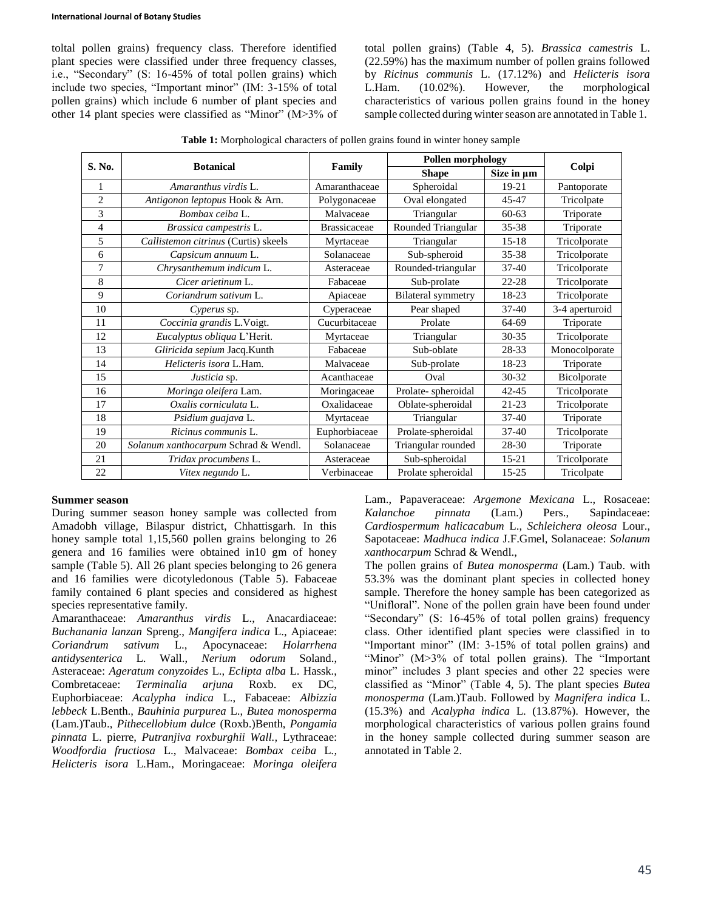toltal pollen grains) frequency class. Therefore identified plant species were classified under three frequency classes, i.e., "Secondary" (S: 16-45% of total pollen grains) which include two species, "Important minor" (IM: 3-15% of total pollen grains) which include 6 number of plant species and other 14 plant species were classified as "Minor" (M>3% of total pollen grains) (Table 4, 5). *Brassica camestris* L. (22.59%) has the maximum number of pollen grains followed by *Ricinus communis* L. (17.12%) and *Helicteris isora* L.Ham. (10.02%). However, the morphological characteristics of various pollen grains found in the honey sample collected during winter season are annotated in Table 1.

**Table 1:** Morphological characters of pollen grains found in winter honey sample

| S. No. | Botanical | Family | Pollen morphology | | Colpi |
|---|---|---|---|---|---|
| | | | Shape | Size in µm | |
| 1 | *Amaranthus virdis* L. | Amaranthaceae | Spheroidal | 19-21 | Pantoporate |
| 2 | *Antigonon leptopus* Hook & Arn. | Polygonaceae | Oval elongated | 45-47 | Tricolpate |
| 3 | *Bombax ceiba* L. | Malvaceae | Triangular | 60-63 | Triporate |
| 4 | *Brassica campestris* L. | Brassicaceae | Rounded Triangular | 35-38 | Triporate |
| 5 | *Callistemon citrinus* (Curtis) skeels | Myrtaceae | Triangular | 15-18 | Tricolporate |
| 6 | *Capsicum annuum* L. | Solanaceae | Sub-spheroid | 35-38 | Tricolporate |
| 7 | *Chrysanthemum indicum* L. | Asteraceae | Rounded-triangular | 37-40 | Tricolporate |
| 8 | *Cicer arietinum* L. | Fabaceae | Sub-prolate | 22-28 | Tricolporate |
| 9 | *Coriandrum sativum* L. | Apiaceae | Bilateral symmetry | 18-23 | Tricolporate |
| 10 | *Cyperus* sp. | Cyperaceae | Pear shaped | 37-40 | 3-4 aperturoid |
| 11 | *Coccinia grandis* L.Voigt. | Cucurbitaceae | Prolate | 64-69 | Triporate |
| 12 | *Eucalyptus obliqua* L'Herit. | Myrtaceae | Triangular | 30-35 | Tricolporate |
| 13 | *Gliricida sepium* Jacq.Kunth | Fabaceae | Sub-oblate | 28-33 | Monocolporate |
| 14 | *Helicteris isora* L.Ham. | Malvaceae | Sub-prolate | 18-23 | Triporate |
| 15 | *Justicia* sp. | Acanthaceae | Oval | 30-32 | Bicolporate |
| 16 | *Moringa oleifera* Lam. | Moringaceae | Prolate- spheroidal | 42-45 | Tricolporate |
| 17 | *Oxalis corniculata* L. | Oxalidaceae | Oblate-spheroidal | 21-23 | Tricolporate |
| 18 | *Psidium guajava* L. | Myrtaceae | Triangular | 37-40 | Triporate |
| 19 | *Ricinus communis* L. | Euphorbiaceae | Prolate-spheroidal | 37-40 | Tricolporate |
| 20 | *Solanum xanthocarpum* Schrad & Wendl. | Solanaceae | Triangular rounded | 28-30 | Triporate |
| 21 | *Tridax procumbens* L. | Asteraceae | Sub-spheroidal | 15-21 | Tricolporate |
| 22 | *Vitex negundo* L. | Verbinaceae | Prolate spheroidal | 15-25 | Tricolpate |

**Summer season**

During summer season honey sample was collected from Amadobh village, Bilaspur district, Chhattisgarh. In this honey sample total 1,15,560 pollen grains belonging to 26 genera and 16 families were obtained in10 gm of honey sample (Table 5). All 26 plant species belonging to 26 genera and 16 families were dicotyledonous (Table 5). Fabaceae family contained 6 plant species and considered as highest species representative family.

Amaranthaceae: *Amaranthus virdis* L., Anacardiaceae: *Buchanania lanzan* Spreng., *Mangifera indica* L., Apiaceae: *Coriandrum sativum* L., Apocynaceae: *Holarrhena antidysenterica* L. Wall., *Nerium odorum* Soland., Asteraceae: *Ageratum conyzoides* L., *Eclipta alba* L. Hassk., Combretaceae: *Terminalia arjuna* Roxb. ex DC, Euphorbiaceae: *Acalypha indica* L., Fabaceae: *Albizzia lebbeck* L.Benth., *Bauhinia purpurea* L., *Butea monosperma* (Lam.)Taub., *Pithecellobium dulce* (Roxb.)Benth, *Pongamia pinnata* L. pierre, *Putranjiva roxburghii Wall.,* Lythraceae: *Woodfordia fructiosa* L., Malvaceae: *Bombax ceiba* L., *Helicteris isora* L.Ham., Moringaceae: *Moringa oleifera* Lam., Papaveraceae: *Argemone Mexicana* L., Rosaceae: *Kalanchoe pinnata* (Lam.) Pers., Sapindaceae: *Cardiospermum halicacabum* L., *Schleichera oleosa* Lour., Sapotaceae: *Madhuca indica* J.F.Gmel, Solanaceae: *Solanum xanthocarpum* Schrad & Wendl.,

The pollen grains of *Butea monosperma* (Lam.) Taub. with 53.3% was the dominant plant species in collected honey sample. Therefore the honey sample has been categorized as "Unifloral". None of the pollen grain have been found under "Secondary" (S: 16-45% of total pollen grains) frequency class. Other identified plant species were classified in to "Important minor" (IM: 3-15% of total pollen grains) and "Minor" (M>3% of total pollen grains). The "Important minor" includes 3 plant species and other 22 species were classified as "Minor" (Table 4, 5). The plant species *Butea monosperma* (Lam.)Taub. Followed by *Magnifera indica* L. (15.3%) and *Acalypha indica* L. (13.87%). However, the morphological characteristics of various pollen grains found in the honey sample collected during summer season are annotated in Table 2.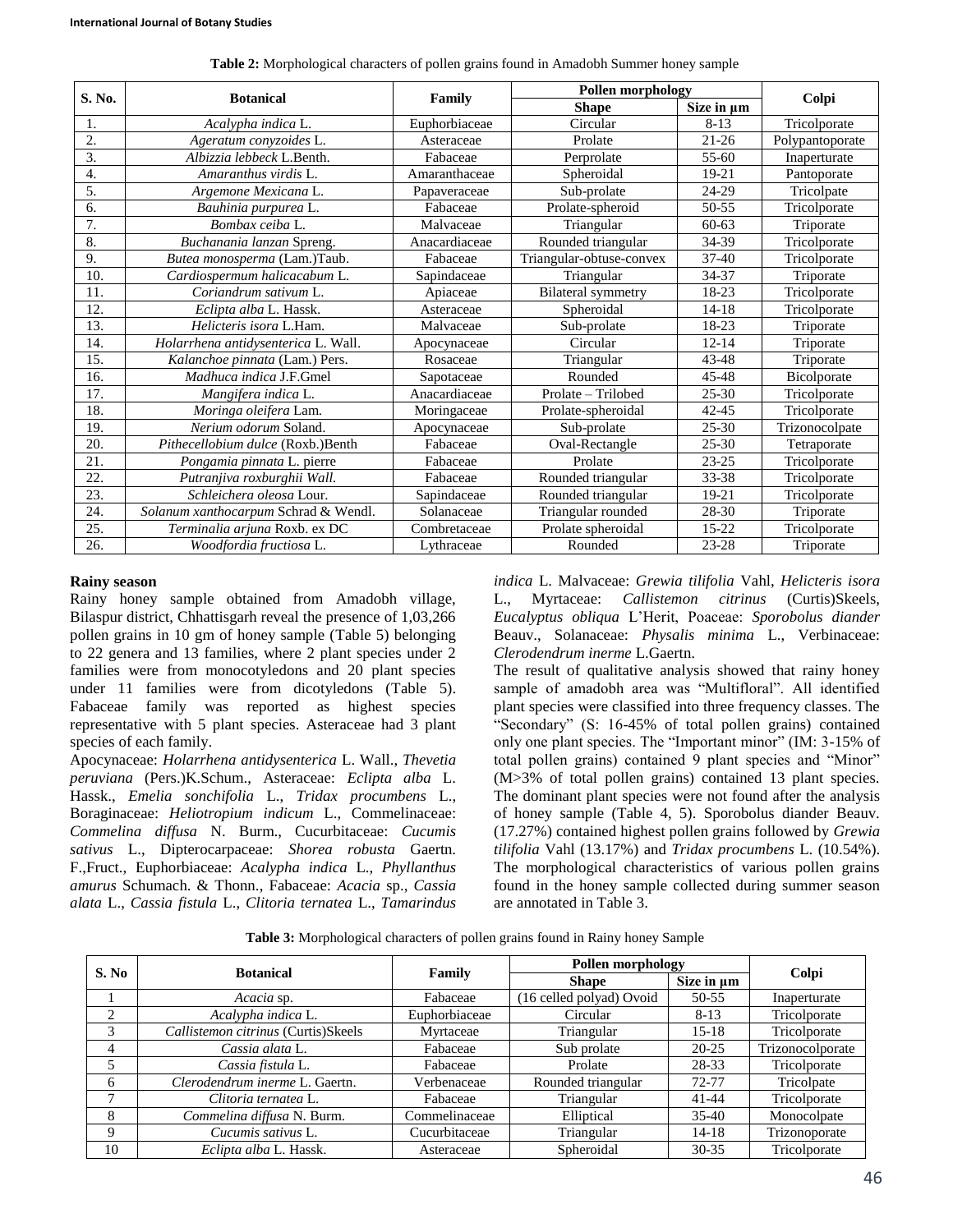**Table 2:** Morphological characters of pollen grains found in Amadobh Summer honey sample

| S. No. | Botanical | Family | Pollen morphology | | Colpi |
|---|---|---|---|---|---|
| | | | Shape | Size in µm | |
| 1. | *Acalypha indica* L. | Euphorbiaceae | Circular | 8-13 | Tricolporate |
| 2. | *Ageratum conyzoides* L. | Asteraceae | Prolate | 21-26 | Polypantoporate |
| 3. | *Albizzia lebbeck* L.Benth. | Fabaceae | Perprolate | 55-60 | Inaperturate |
| 4. | *Amaranthus virdis* L. | Amaranthaceae | Spheroidal | 19-21 | Pantoporate |
| 5. | *Argemone Mexicana* L. | Papaveraceae | Sub-prolate | 24-29 | Tricolpate |
| 6. | *Bauhinia purpurea* L. | Fabaceae | Prolate-spheroid | 50-55 | Tricolporate |
| 7. | *Bombax ceiba* L. | Malvaceae | Triangular | 60-63 | Triporate |
| 8. | *Buchanania lanzan* Spreng. | Anacardiaceae | Rounded triangular | 34-39 | Tricolporate |
| 9. | *Butea monosperma* (Lam.)Taub. | Fabaceae | Triangular-obtuse-convex | 37-40 | Tricolporate |
| 10. | *Cardiospermum halicacabum* L. | Sapindaceae | Triangular | 34-37 | Triporate |
| 11. | *Coriandrum sativum* L. | Apiaceae | Bilateral symmetry | 18-23 | Tricolporate |
| 12. | *Eclipta alba* L. Hassk. | Asteraceae | Spheroidal | 14-18 | Tricolporate |
| 13. | *Helicteris isora* L.Ham. | Malvaceae | Sub-prolate | 18-23 | Triporate |
| 14. | *Holarrhena antidysenterica* L. Wall. | Apocynaceae | Circular | 12-14 | Triporate |
| 15. | *Kalanchoe pinnata* (Lam.) Pers. | Rosaceae | Triangular | 43-48 | Triporate |
| 16. | *Madhuca indica* J.F.Gmel | Sapotaceae | Rounded | 45-48 | Bicolporate |
| 17. | *Mangifera indica* L. | Anacardiaceae | Prolate – Trilobed | 25-30 | Tricolporate |
| 18. | *Moringa oleifera* Lam. | Moringaceae | Prolate-spheroidal | 42-45 | Tricolporate |
| 19. | *Nerium odorum* Soland. | Apocynaceae | Sub-prolate | 25-30 | Trizonocolpate |
| 20. | *Pithecellobium dulce* (Roxb.)Benth | Fabaceae | Oval-Rectangle | 25-30 | Tetraporate |
| 21. | *Pongamia pinnata* L. pierre | Fabaceae | Prolate | 23-25 | Tricolporate |
| 22. | *Putranjiva roxburghii Wall.* | Fabaceae | Rounded triangular | 33-38 | Tricolporate |
| 23. | *Schleichera oleosa* Lour. | Sapindaceae | Rounded triangular | 19-21 | Tricolporate |
| 24. | *Solanum xanthocarpum* Schrad & Wendl. | Solanaceae | Triangular rounded | 28-30 | Triporate |
| 25. | *Terminalia arjuna* Roxb. ex DC | Combretaceae | Prolate spheroidal | 15-22 | Tricolporate |
| 26. | *Woodfordia fructiosa* L. | Lythraceae | Rounded | 23-28 | Triporate |

**Rainy season**

Rainy honey sample obtained from Amadobh village, Bilaspur district, Chhattisgarh reveal the presence of 1,03,266 pollen grains in 10 gm of honey sample (Table 5) belonging to 22 genera and 13 families, where 2 plant species under 2 families were from monocotyledons and 20 plant species under 11 families were from dicotyledons (Table 5). Fabaceae family was reported as highest species representative with 5 plant species. Asteraceae had 3 plant species of each family.

Apocynaceae: *Holarrhena antidysenterica* L. Wall., *Thevetia peruviana* (Pers.)K.Schum., Asteraceae: *Eclipta alba* L. Hassk., *Emelia sonchifolia* L., *Tridax procumbens* L., Boraginaceae: *Heliotropium indicum* L., Commelinaceae: *Commelina diffusa* N. Burm., Cucurbitaceae: *Cucumis sativus* L., Dipterocarpaceae: *Shorea robusta* Gaertn. F.,Fruct., Euphorbiaceae: *Acalypha indica* L., *Phyllanthus amurus* Schumach. & Thonn., Fabaceae: *Acacia* sp., *Cassia alata* L., *Cassia fistula* L., *Clitoria ternatea* L., *Tamarindus indica* L. Malvaceae: *Grewia tilifolia* Vahl, *Helicteris isora* L., Myrtaceae: *Callistemon citrinus* (Curtis)Skeels, *Eucalyptus obliqua* L'Herit, Poaceae: *Sporobolus diander* Beauv., Solanaceae: *Physalis minima* L., Verbinaceae: *Clerodendrum inerme* L.Gaertn.

The result of qualitative analysis showed that rainy honey sample of amadobh area was "Multifloral". All identified plant species were classified into three frequency classes. The "Secondary" (S: 16-45% of total pollen grains) contained only one plant species. The "Important minor" (IM: 3-15% of total pollen grains) contained 9 plant species and "Minor" (M>3% of total pollen grains) contained 13 plant species. The dominant plant species were not found after the analysis of honey sample (Table 4, 5). Sporobolus diander Beauv. (17.27%) contained highest pollen grains followed by *Grewia tilifolia* Vahl (13.17%) and *Tridax procumbens* L. (10.54%). The morphological characteristics of various pollen grains found in the honey sample collected during summer season are annotated in Table 3.

**Table 3:** Morphological characters of pollen grains found in Rainy honey Sample

| S. No | Botanical | Family | Pollen morphology | | Colpi |
|---|---|---|---|---|---|
| | | | Shape | Size in µm | |
| 1 | *Acacia* sp. | Fabaceae | (16 celled polyad) Ovoid | 50-55 | Inaperturate |
| 2 | *Acalypha indica* L. | Euphorbiaceae | Circular | 8-13 | Tricolporate |
| 3 | *Callistemon citrinus* (Curtis)Skeels | Myrtaceae | Triangular | 15-18 | Tricolporate |
| 4 | *Cassia alata* L. | Fabaceae | Sub prolate | 20-25 | Trizonocolporate |
| 5 | *Cassia fistula* L. | Fabaceae | Prolate | 28-33 | Tricolporate |
| 6 | *Clerodendrum inerme* L. Gaertn. | Verbenaceae | Rounded triangular | 72-77 | Tricolpate |
| 7 | *Clitoria ternatea* L. | Fabaceae | Triangular | 41-44 | Tricolporate |
| 8 | *Commelina diffusa* N. Burm. | Commelinaceae | Elliptical | 35-40 | Monocolpate |
| 9 | *Cucumis sativus* L. | Cucurbitaceae | Triangular | 14-18 | Trizonoporate |
| 10 | *Eclipta alba* L. Hassk. | Asteraceae | Spheroidal | 30-35 | Tricolporate |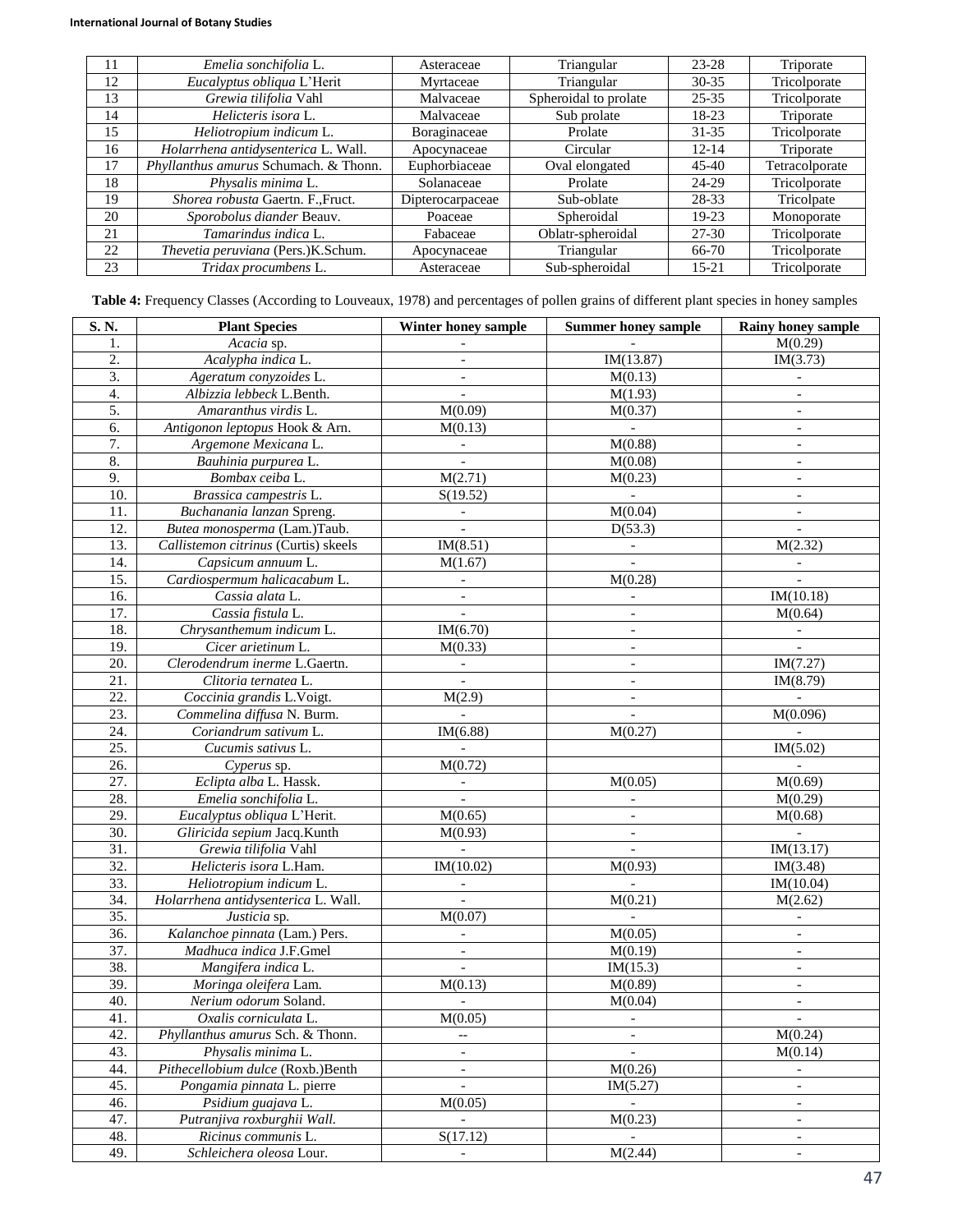| 11 | *Emelia sonchifolia* L. | Asteraceae | Triangular | 23-28 | Triporate |
|---|---|---|---|---|---|
| 12 | *Eucalyptus obliqua* L'Herit | Myrtaceae | Triangular | 30-35 | Tricolporate |
| 13 | *Grewia tilifolia* Vahl | Malvaceae | Spheroidal to prolate | 25-35 | Tricolporate |
| 14 | *Helicteris isora* L. | Malvaceae | Sub prolate | 18-23 | Triporate |
| 15 | *Heliotropium indicum* L. | Boraginaceae | Prolate | 31-35 | Tricolporate |
| 16 | *Holarrhena antidysenterica* L. Wall. | Apocynaceae | Circular | 12-14 | Triporate |
| 17 | *Phyllanthus amurus* Schumach. & Thonn. | Euphorbiaceae | Oval elongated | 45-40 | Tetracolporate |
| 18 | *Physalis minima* L. | Solanaceae | Prolate | 24-29 | Tricolporate |
| 19 | *Shorea robusta* Gaertn. F.,Fruct. | Dipterocarpaceae | Sub-oblate | 28-33 | Tricolpate |
| 20 | *Sporobolus diander* Beauv. | Poaceae | Spheroidal | 19-23 | Monoporate |
| 21 | *Tamarindus indica* L. | Fabaceae | Oblatr-spheroidal | 27-30 | Tricolporate |
| 22 | *Thevetia peruviana* (Pers.)K.Schum. | Apocynaceae | Triangular | 66-70 | Tricolporate |
| 23 | *Tridax procumbens* L. | Asteraceae | Sub-spheroidal | 15-21 | Tricolporate |

**Table 4:** Frequency Classes (According to Louveaux, 1978) and percentages of pollen grains of different plant species in honey samples

| S. N. | Plant Species | Winter honey sample | Summer honey sample | Rainy honey sample |
|---|---|---|---|---|
| 1. | *Acacia* sp. | - | - | M(0.29) |
| 2. | *Acalypha indica* L. | - | IM(13.87) | IM(3.73) |
| 3. | *Ageratum conyzoides* L. | - | M(0.13) | - |
| 4. | *Albizzia lebbeck* L.Benth. | - | M(1.93) | - |
| 5. | *Amaranthus virdis* L. | M(0.09) | M(0.37) | - |
| 6. | *Antigonon leptopus* Hook & Arn. | M(0.13) | - | - |
| 7. | *Argemone Mexicana* L. | - | M(0.88) | - |
| 8. | *Bauhinia purpurea* L. | - | M(0.08) | - |
| 9. | *Bombax ceiba* L. | M(2.71) | M(0.23) | - |
| 10. | *Brassica campestris* L. | S(19.52) | - | - |
| 11. | *Buchanania lanzan* Spreng. | - | M(0.04) | - |
| 12. | *Butea monosperma* (Lam.)Taub. | - | D(53.3) | - |
| 13. | *Callistemon citrinus* (Curtis) skeels | IM(8.51) | - | M(2.32) |
| 14. | *Capsicum annuum* L. | M(1.67) | - | - |
| 15. | *Cardiospermum halicacabum* L. | - | M(0.28) | - |
| 16. | *Cassia alata* L. | - | - | IM(10.18) |
| 17. | *Cassia fistula* L. | - | - | M(0.64) |
| 18. | *Chrysanthemum indicum* L. | IM(6.70) | - | - |
| 19. | *Cicer arietinum* L. | M(0.33) | - | - |
| 20. | *Clerodendrum inerme* L.Gaertn. | - | - | IM(7.27) |
| 21. | *Clitoria ternatea* L. | - | - | IM(8.79) |
| 22. | *Coccinia grandis* L.Voigt. | M(2.9) | - | - |
| 23. | *Commelina diffusa* N. Burm. | - | - | M(0.096) |
| 24. | *Coriandrum sativum* L. | IM(6.88) | M(0.27) | - |
| 25. | *Cucumis sativus* L. | - | | IM(5.02) |
| 26. | *Cyperus* sp. | M(0.72) | | - |
| 27. | *Eclipta alba* L. Hassk. | - | M(0.05) | M(0.69) |
| 28. | *Emelia sonchifolia* L. | - | - | M(0.29) |
| 29. | *Eucalyptus obliqua* L'Herit. | M(0.65) | - | M(0.68) |
| 30. | *Gliricida sepium* Jacq.Kunth | M(0.93) | - | - |
| 31. | *Grewia tilifolia* Vahl | - | - | IM(13.17) |
| 32. | *Helicteris isora* L.Ham. | IM(10.02) | M(0.93) | IM(3.48) |
| 33. | *Heliotropium indicum* L. | - | - | IM(10.04) |
| 34. | *Holarrhena antidysenterica* L. Wall. | - | M(0.21) | M(2.62) |
| 35. | *Justicia* sp. | M(0.07) | - | - |
| 36. | *Kalanchoe pinnata* (Lam.) Pers. | - | M(0.05) | - |
| 37. | *Madhuca indica* J.F.Gmel | - | M(0.19) | - |
| 38. | *Mangifera indica* L. | - | IM(15.3) | - |
| 39. | *Moringa oleifera* Lam. | M(0.13) | M(0.89) | - |
| 40. | *Nerium odorum* Soland. | - | M(0.04) | - |
| 41. | *Oxalis corniculata* L. | M(0.05) | - | - |
| 42. | *Phyllanthus amurus* Sch. & Thonn. | -- | - | M(0.24) |
| 43. | *Physalis minima* L. | - | - | M(0.14) |
| 44. | *Pithecellobium dulce* (Roxb.)Benth | - | M(0.26) | - |
| 45. | *Pongamia pinnata* L. pierre | - | IM(5.27) | - |
| 46. | *Psidium guajava* L. | M(0.05) | - | - |
| 47. | *Putranjiva roxburghii Wall.* | - | M(0.23) | - |
| 48. | *Ricinus communis* L. | S(17.12) | - | - |
| 49. | *Schleichera oleosa* Lour. | - | M(2.44) | - |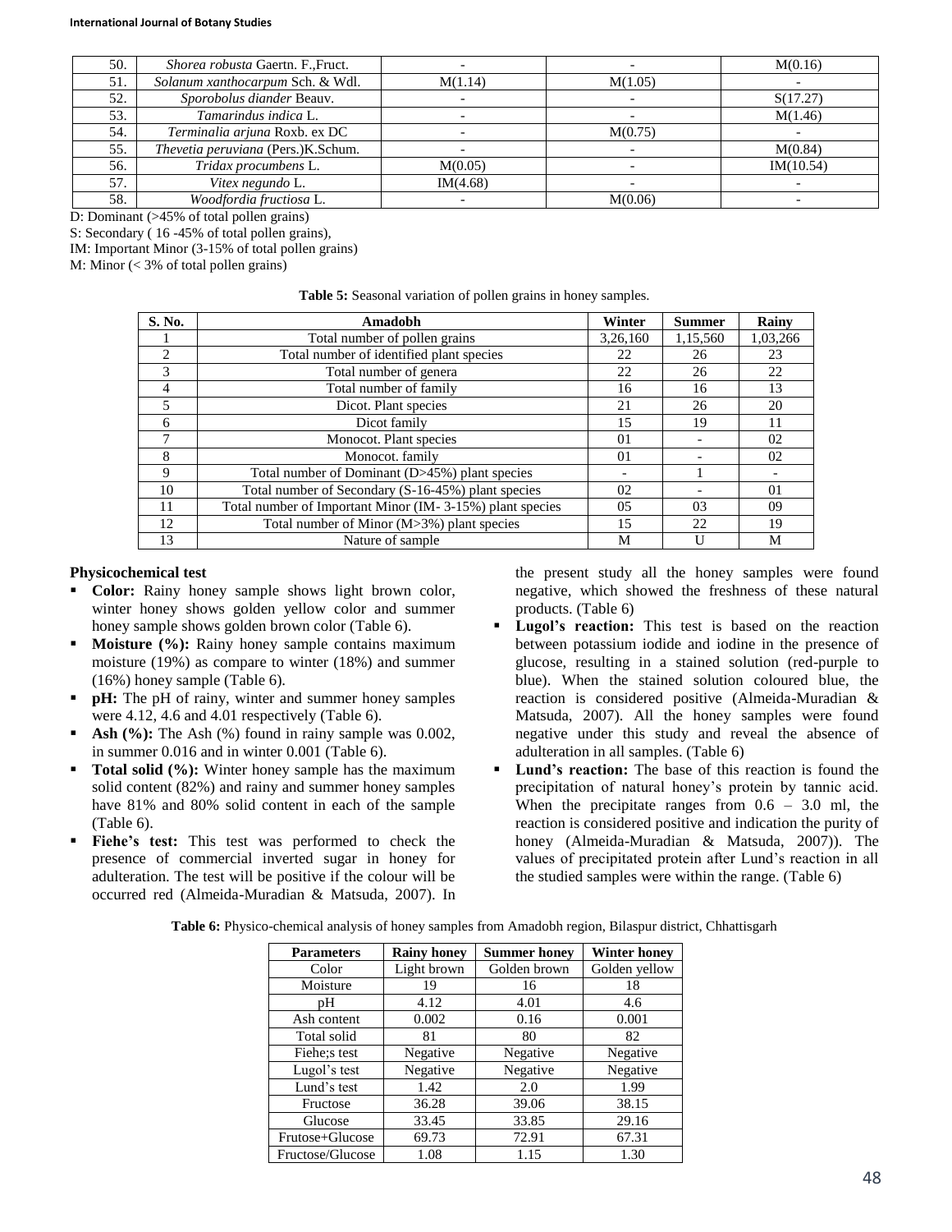| 50. | *Shorea robusta* Gaertn. F.,Fruct. | - | - | M(0.16) |
|---|---|---|---|---|
| 51. | *Solanum xanthocarpum* Sch. & Wdl. | M(1.14) | M(1.05) | - |
| 52. | *Sporobolus diander* Beauv. | - | - | S(17.27) |
| 53. | *Tamarindus indica* L. | - | - | M(1.46) |
| 54. | *Terminalia arjuna* Roxb. ex DC | - | M(0.75) | - |
| 55. | *Thevetia peruviana* (Pers.)K.Schum. | - | - | M(0.84) |
| 56. | *Tridax procumbens* L. | M(0.05) | - | IM(10.54) |
| 57. | *Vitex negundo* L. | IM(4.68) | - | - |
| 58. | *Woodfordia fructiosa* L. | - | M(0.06) | - |

D: Dominant (>45% of total pollen grains)
S: Secondary ( 16 -45% of total pollen grains),
IM: Important Minor (3-15% of total pollen grains)
M: Minor (< 3% of total pollen grains)

**Table 5:** Seasonal variation of pollen grains in honey samples.

| S. No. | Amadobh | Winter | Summer | Rainy |
|---|---|---|---|---|
| 1 | Total number of pollen grains | 3,26,160 | 1,15,560 | 1,03,266 |
| 2 | Total number of identified plant species | 22 | 26 | 23 |
| 3 | Total number of genera | 22 | 26 | 22 |
| 4 | Total number of family | 16 | 16 | 13 |
| 5 | Dicot. Plant species | 21 | 26 | 20 |
| 6 | Dicot family | 15 | 19 | 11 |
| 7 | Monocot. Plant species | 01 | - | 02 |
| 8 | Monocot. family | 01 | - | 02 |
| 9 | Total number of Dominant (D>45%) plant species | - | 1 | - |
| 10 | Total number of Secondary (S-16-45%) plant species | 02 | - | 01 |
| 11 | Total number of Important Minor (IM- 3-15%) plant species | 05 | 03 | 09 |
| 12 | Total number of Minor (M>3%) plant species | 15 | 22 | 19 |
| 13 | Nature of sample | M | U | M |

### Physicochemical test

- **Color:** Rainy honey sample shows light brown color, winter honey shows golden yellow color and summer honey sample shows golden brown color (Table 6).
- **Moisture (%):** Rainy honey sample contains maximum moisture (19%) as compare to winter (18%) and summer (16%) honey sample (Table 6).
- **pH:** The pH of rainy, winter and summer honey samples were 4.12, 4.6 and 4.01 respectively (Table 6).
- **Ash (%):** The Ash (%) found in rainy sample was 0.002, in summer 0.016 and in winter 0.001 (Table 6).
- **Total solid (%):** Winter honey sample has the maximum solid content (82%) and rainy and summer honey samples have 81% and 80% solid content in each of the sample (Table 6).
- **Fiehe's test:** This test was performed to check the presence of commercial inverted sugar in honey for adulteration. The test will be positive if the colour will be occurred red (Almeida-Muradian & Matsuda, 2007). In the present study all the honey samples were found negative, which showed the freshness of these natural products. (Table 6)
- **Lugol's reaction:** This test is based on the reaction between potassium iodide and iodine in the presence of glucose, resulting in a stained solution (red-purple to blue). When the stained solution coloured blue, the reaction is considered positive (Almeida-Muradian & Matsuda, 2007). All the honey samples were found negative under this study and reveal the absence of adulteration in all samples. (Table 6)
- **Lund's reaction:** The base of this reaction is found the precipitation of natural honey's protein by tannic acid. When the precipitate ranges from 0.6 – 3.0 ml, the reaction is considered positive and indication the purity of honey (Almeida-Muradian & Matsuda, 2007)). The values of precipitated protein after Lund's reaction in all the studied samples were within the range. (Table 6)

**Table 6:** Physico-chemical analysis of honey samples from Amadobh region, Bilaspur district, Chhattisgarh

| Parameters | Rainy honey | Summer honey | Winter honey |
|---|---|---|---|
| Color | Light brown | Golden brown | Golden yellow |
| Moisture | 19 | 16 | 18 |
| pH | 4.12 | 4.01 | 4.6 |
| Ash content | 0.002 | 0.16 | 0.001 |
| Total solid | 81 | 80 | 82 |
| Fiehe;s test | Negative | Negative | Negative |
| Lugol's test | Negative | Negative | Negative |
| Lund's test | 1.42 | 2.0 | 1.99 |
| Fructose | 36.28 | 39.06 | 38.15 |
| Glucose | 33.45 | 33.85 | 29.16 |
| Frutose+Glucose | 69.73 | 72.91 | 67.31 |
| Fructose/Glucose | 1.08 | 1.15 | 1.30 |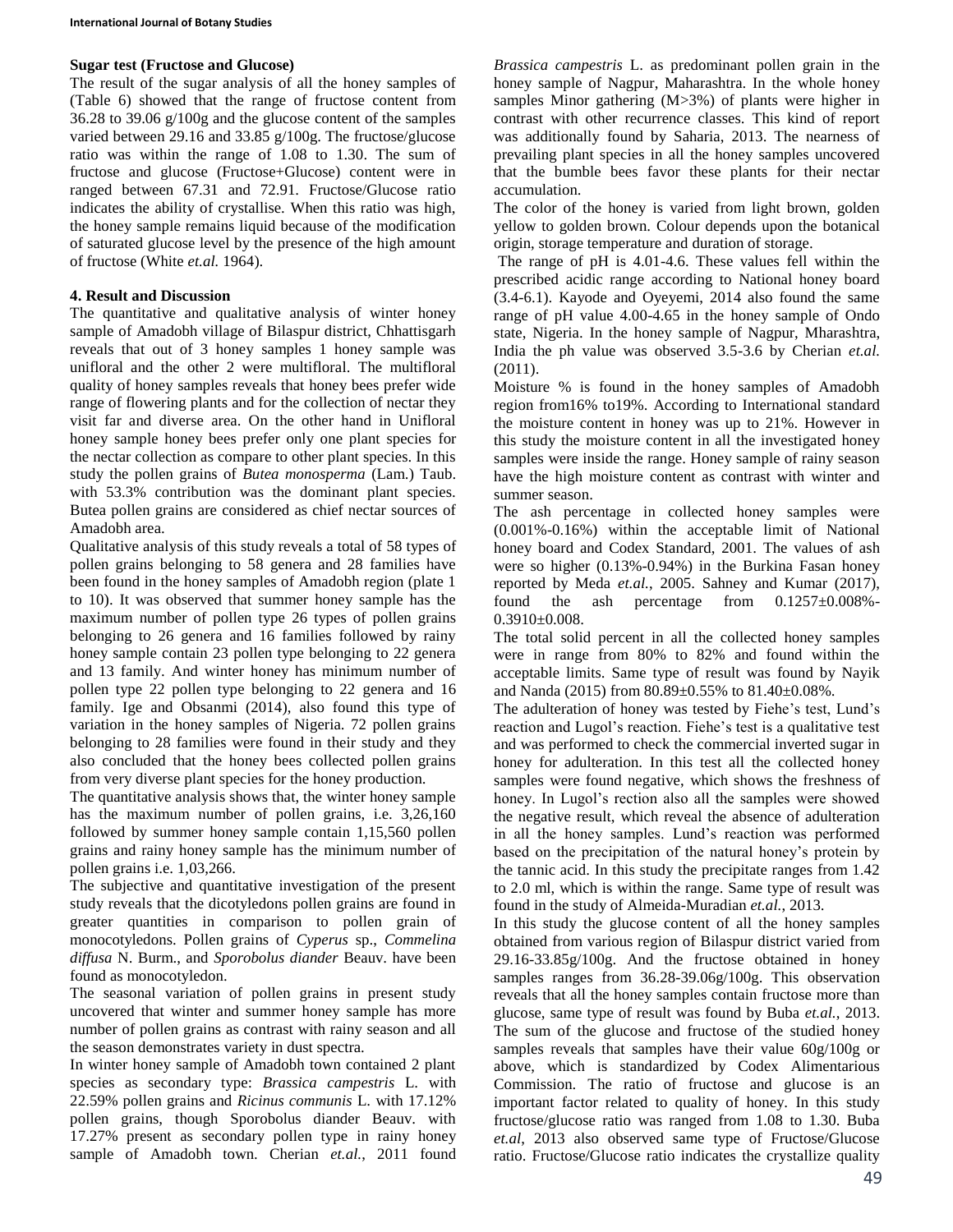**Sugar test (Fructose and Glucose)**

The result of the sugar analysis of all the honey samples of (Table 6) showed that the range of fructose content from 36.28 to 39.06 g/100g and the glucose content of the samples varied between 29.16 and 33.85 g/100g. The fructose/glucose ratio was within the range of 1.08 to 1.30. The sum of fructose and glucose (Fructose+Glucose) content were in ranged between 67.31 and 72.91. Fructose/Glucose ratio indicates the ability of crystallise. When this ratio was high, the honey sample remains liquid because of the modification of saturated glucose level by the presence of the high amount of fructose (White *et.al.* 1964).

## 4. Result and Discussion

The quantitative and qualitative analysis of winter honey sample of Amadobh village of Bilaspur district, Chhattisgarh reveals that out of 3 honey samples 1 honey sample was unifloral and the other 2 were multifloral. The multifloral quality of honey samples reveals that honey bees prefer wide range of flowering plants and for the collection of nectar they visit far and diverse area. On the other hand in Unifloral honey sample honey bees prefer only one plant species for the nectar collection as compare to other plant species. In this study the pollen grains of *Butea monosperma* (Lam.) Taub. with 53.3% contribution was the dominant plant species. Butea pollen grains are considered as chief nectar sources of Amadobh area.

Qualitative analysis of this study reveals a total of 58 types of pollen grains belonging to 58 genera and 28 families have been found in the honey samples of Amadobh region (plate 1 to 10). It was observed that summer honey sample has the maximum number of pollen type 26 types of pollen grains belonging to 26 genera and 16 families followed by rainy honey sample contain 23 pollen type belonging to 22 genera and 13 family. And winter honey has minimum number of pollen type 22 pollen type belonging to 22 genera and 16 family. Ige and Obsanmi (2014), also found this type of variation in the honey samples of Nigeria. 72 pollen grains belonging to 28 families were found in their study and they also concluded that the honey bees collected pollen grains from very diverse plant species for the honey production.

The quantitative analysis shows that, the winter honey sample has the maximum number of pollen grains, i.e. 3,26,160 followed by summer honey sample contain 1,15,560 pollen grains and rainy honey sample has the minimum number of pollen grains i.e. 1,03,266.

The subjective and quantitative investigation of the present study reveals that the dicotyledons pollen grains are found in greater quantities in comparison to pollen grain of monocotyledons. Pollen grains of *Cyperus* sp., *Commelina diffusa* N. Burm., and *Sporobolus diander* Beauv. have been found as monocotyledon.

The seasonal variation of pollen grains in present study uncovered that winter and summer honey sample has more number of pollen grains as contrast with rainy season and all the season demonstrates variety in dust spectra.

In winter honey sample of Amadobh town contained 2 plant species as secondary type: *Brassica campestris* L. with 22.59% pollen grains and *Ricinus communis* L. with 17.12% pollen grains, though Sporobolus diander Beauv. with 17.27% present as secondary pollen type in rainy honey sample of Amadobh town. Cherian *et.al.*, 2011 found *Brassica campestris* L. as predominant pollen grain in the honey sample of Nagpur, Maharashtra. In the whole honey samples Minor gathering (M>3%) of plants were higher in contrast with other recurrence classes. This kind of report was additionally found by Saharia, 2013. The nearness of prevailing plant species in all the honey samples uncovered that the bumble bees favor these plants for their nectar accumulation.

The color of the honey is varied from light brown, golden yellow to golden brown. Colour depends upon the botanical origin, storage temperature and duration of storage.

The range of pH is 4.01-4.6. These values fell within the prescribed acidic range according to National honey board (3.4-6.1). Kayode and Oyeyemi, 2014 also found the same range of pH value 4.00-4.65 in the honey sample of Ondo state, Nigeria. In the honey sample of Nagpur, Mharashtra, India the ph value was observed 3.5-3.6 by Cherian *et.al.* (2011).

Moisture % is found in the honey samples of Amadobh region from16% to19%. According to International standard the moisture content in honey was up to 21%. However in this study the moisture content in all the investigated honey samples were inside the range. Honey sample of rainy season have the high moisture content as contrast with winter and summer season.

The ash percentage in collected honey samples were (0.001%-0.16%) within the acceptable limit of National honey board and Codex Standard, 2001. The values of ash were so higher (0.13%-0.94%) in the Burkina Fasan honey reported by Meda *et.al.*, 2005. Sahney and Kumar (2017), found the ash percentage from 0.1257±0.008%-0.3910±0.008.

The total solid percent in all the collected honey samples were in range from 80% to 82% and found within the acceptable limits. Same type of result was found by Nayik and Nanda (2015) from 80.89±0.55% to 81.40±0.08%.

The adulteration of honey was tested by Fiehe's test, Lund's reaction and Lugol's reaction. Fiehe's test is a qualitative test and was performed to check the commercial inverted sugar in honey for adulteration. In this test all the collected honey samples were found negative, which shows the freshness of honey. In Lugol's rection also all the samples were showed the negative result, which reveal the absence of adulteration in all the honey samples. Lund's reaction was performed based on the precipitation of the natural honey's protein by the tannic acid. In this study the precipitate ranges from 1.42 to 2.0 ml, which is within the range. Same type of result was found in the study of Almeida-Muradian *et.al.*, 2013.

In this study the glucose content of all the honey samples obtained from various region of Bilaspur district varied from 29.16-33.85g/100g. And the fructose obtained in honey samples ranges from 36.28-39.06g/100g. This observation reveals that all the honey samples contain fructose more than glucose, same type of result was found by Buba *et.al.*, 2013. The sum of the glucose and fructose of the studied honey samples reveals that samples have their value 60g/100g or above, which is standardized by Codex Alimentarious Commission. The ratio of fructose and glucose is an important factor related to quality of honey. In this study fructose/glucose ratio was ranged from 1.08 to 1.30. Buba *et.al*, 2013 also observed same type of Fructose/Glucose ratio. Fructose/Glucose ratio indicates the crystallize quality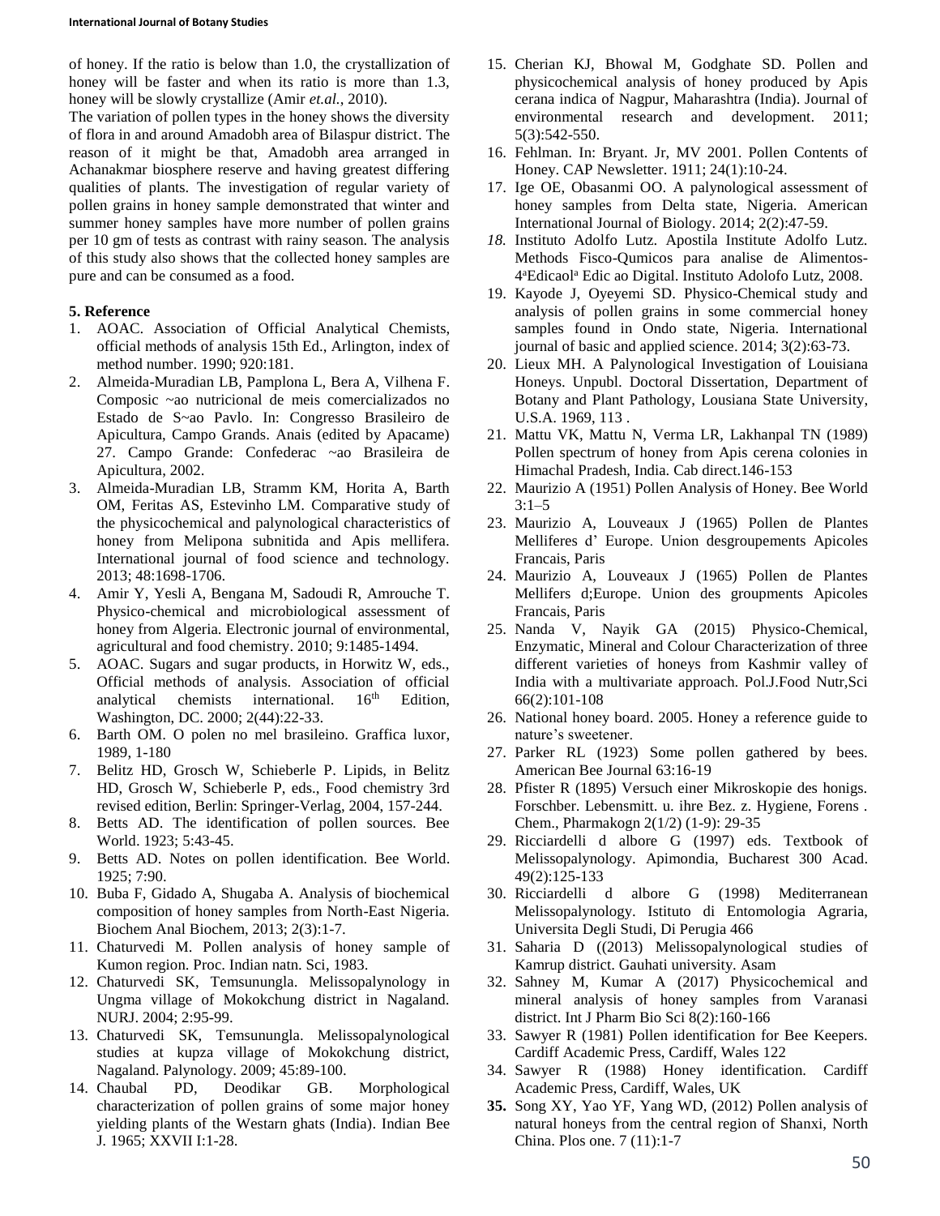of honey. If the ratio is below than 1.0, the crystallization of honey will be faster and when its ratio is more than 1.3, honey will be slowly crystallize (Amir *et.al.*, 2010).

The variation of pollen types in the honey shows the diversity of flora in and around Amadobh area of Bilaspur district. The reason of it might be that, Amadobh area arranged in Achanakmar biosphere reserve and having greatest differing qualities of plants. The investigation of regular variety of pollen grains in honey sample demonstrated that winter and summer honey samples have more number of pollen grains per 10 gm of tests as contrast with rainy season. The analysis of this study also shows that the collected honey samples are pure and can be consumed as a food.

## 5. Reference

1. AOAC. Association of Official Analytical Chemists, official methods of analysis 15th Ed., Arlington, index of method number. 1990; 920:181.
2. Almeida-Muradian LB, Pamplona L, Bera A, Vilhena F. Composic ~ao nutricional de meis comercializados no Estado de S~ao Pavlo. In: Congresso Brasileiro de Apicultura, Campo Grands. Anais (edited by Apacame) 27. Campo Grande: Confederac ~ao Brasileira de Apicultura, 2002.
3. Almeida-Muradian LB, Stramm KM, Horita A, Barth OM, Feritas AS, Estevinho LM. Comparative study of the physicochemical and palynological characteristics of honey from Melipona subnitida and Apis mellifera. International journal of food science and technology. 2013; 48:1698-1706.
4. Amir Y, Yesli A, Bengana M, Sadoudi R, Amrouche T. Physico-chemical and microbiological assessment of honey from Algeria. Electronic journal of environmental, agricultural and food chemistry. 2010; 9:1485-1494.
5. AOAC. Sugars and sugar products, in Horwitz W, eds., Official methods of analysis. Association of official analytical chemists international. 16th Edition, Washington, DC. 2000; 2(44):22-33.
6. Barth OM. O polen no mel brasileino. Graffica luxor, 1989, 1-180
7. Belitz HD, Grosch W, Schieberle P. Lipids, in Belitz HD, Grosch W, Schieberle P, eds., Food chemistry 3rd revised edition, Berlin: Springer-Verlag, 2004, 157-244.
8. Betts AD. The identification of pollen sources. Bee World. 1923; 5:43-45.
9. Betts AD. Notes on pollen identification. Bee World. 1925; 7:90.
10. Buba F, Gidado A, Shugaba A. Analysis of biochemical composition of honey samples from North-East Nigeria. Biochem Anal Biochem, 2013; 2(3):1-7.
11. Chaturvedi M. Pollen analysis of honey sample of Kumon region. Proc. Indian natn. Sci, 1983.
12. Chaturvedi SK, Temsunungla. Melissopalynology in Ungma village of Mokokchung district in Nagaland. NURJ. 2004; 2:95-99.
13. Chaturvedi SK, Temsunungla. Melissopalynological studies at kupza village of Mokokchung district, Nagaland. Palynology. 2009; 45:89-100.
14. Chaubal PD, Deodikar GB. Morphological characterization of pollen grains of some major honey yielding plants of the Westarn ghats (India). Indian Bee J. 1965; XXVII I:1-28.
15. Cherian KJ, Bhowal M, Godghate SD. Pollen and physicochemical analysis of honey produced by Apis cerana indica of Nagpur, Maharashtra (India). Journal of environmental research and development. 2011; 5(3):542-550.
16. Fehlman. In: Bryant. Jr, MV 2001. Pollen Contents of Honey. CAP Newsletter. 1911; 24(1):10-24.
17. Ige OE, Obasanmi OO. A palynological assessment of honey samples from Delta state, Nigeria. American International Journal of Biology. 2014; 2(2):47-59.
18. Instituto Adolfo Lutz. Apostila Institute Adolfo Lutz. Methods Fisco-Qumicos para analise de Alimentos-4ªEdicaolª Edic ao Digital. Instituto Adolfo Lutz, 2008.
19. Kayode J, Oyeyemi SD. Physico-Chemical study and analysis of pollen grains in some commercial honey samples found in Ondo state, Nigeria. International journal of basic and applied science. 2014; 3(2):63-73.
20. Lieux MH. A Palynological Investigation of Louisiana Honeys. Unpubl. Doctoral Dissertation, Department of Botany and Plant Pathology, Lousiana State University, U.S.A. 1969, 113 .
21. Mattu VK, Mattu N, Verma LR, Lakhanpal TN (1989) Pollen spectrum of honey from Apis cerena colonies in Himachal Pradesh, India. Cab direct.146-153
22. Maurizio A (1951) Pollen Analysis of Honey. Bee World 3:1–5
23. Maurizio A, Louveaux J (1965) Pollen de Plantes Melliferes d' Europe. Union desgroupements Apicoles Francais, Paris
24. Maurizio A, Louveaux J (1965) Pollen de Plantes Mellifers d;Europe. Union des groupments Apicoles Francais, Paris
25. Nanda V, Nayik GA (2015) Physico-Chemical, Enzymatic, Mineral and Colour Characterization of three different varieties of honeys from Kashmir valley of India with a multivariate approach. Pol.J.Food Nutr,Sci 66(2):101-108
26. National honey board. 2005. Honey a reference guide to nature's sweetener.
27. Parker RL (1923) Some pollen gathered by bees. American Bee Journal 63:16-19
28. Pfister R (1895) Versuch einer Mikroskopie des honigs. Forschber. Lebensmitt. u. ihre Bez. z. Hygiene, Forens . Chem., Pharmakogn 2(1/2) (1-9): 29-35
29. Ricciardelli d albore G (1997) eds. Textbook of Melissopalynology. Apimondia, Bucharest 300 Acad. 49(2):125-133
30. Ricciardelli d albore G (1998) Mediterranean Melissopalynology. Istituto di Entomologia Agraria, Universita Degli Studi, Di Perugia 466
31. Saharia D ((2013) Melissopalynological studies of Kamrup district. Gauhati university. Asam
32. Sahney M, Kumar A (2017) Physicochemical and mineral analysis of honey samples from Varanasi district. Int J Pharm Bio Sci 8(2):160-166
33. Sawyer R (1981) Pollen identification for Bee Keepers. Cardiff Academic Press, Cardiff, Wales 122
34. Sawyer R (1988) Honey identification. Cardiff Academic Press, Cardiff, Wales, UK
35. Song XY, Yao YF, Yang WD, (2012) Pollen analysis of natural honeys from the central region of Shanxi, North China. Plos one. 7 (11):1-7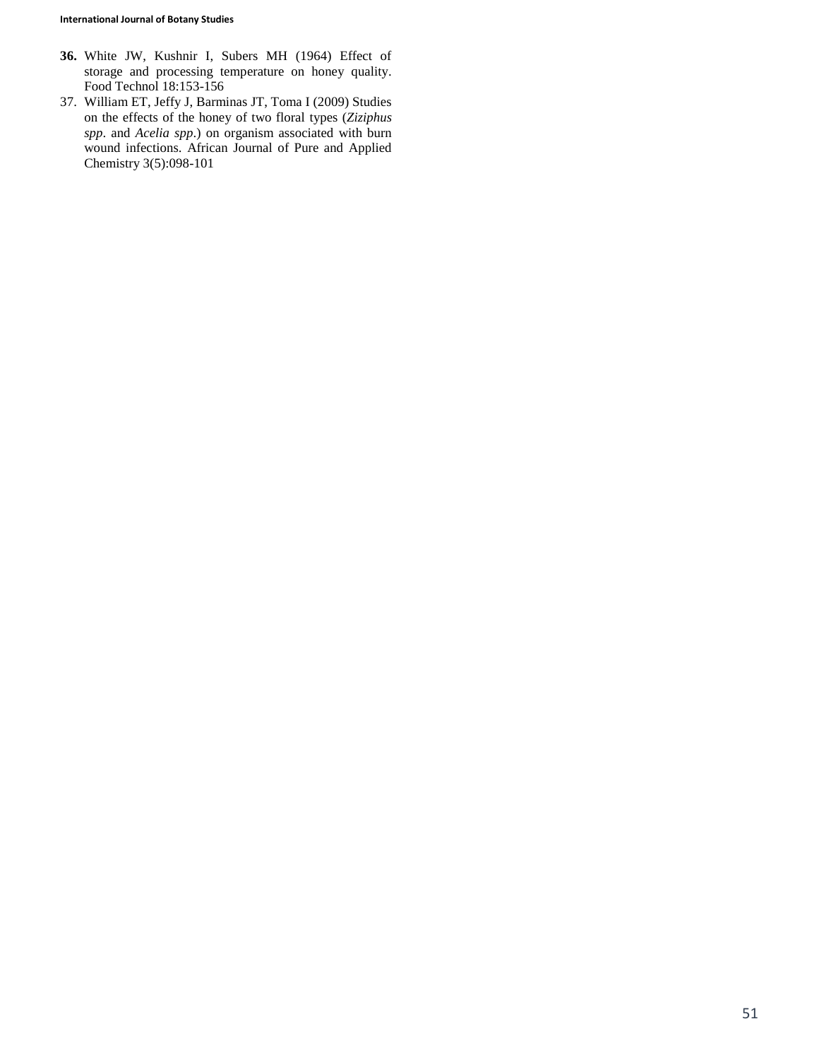**36.** White JW, Kushnir I, Subers MH (1964) Effect of storage and processing temperature on honey quality. Food Technol 18:153-156

37. William ET, Jeffy J, Barminas JT, Toma I (2009) Studies on the effects of the honey of two floral types (*Ziziphus spp*. and *Acelia spp*.) on organism associated with burn wound infections. African Journal of Pure and Applied Chemistry 3(5):098-101